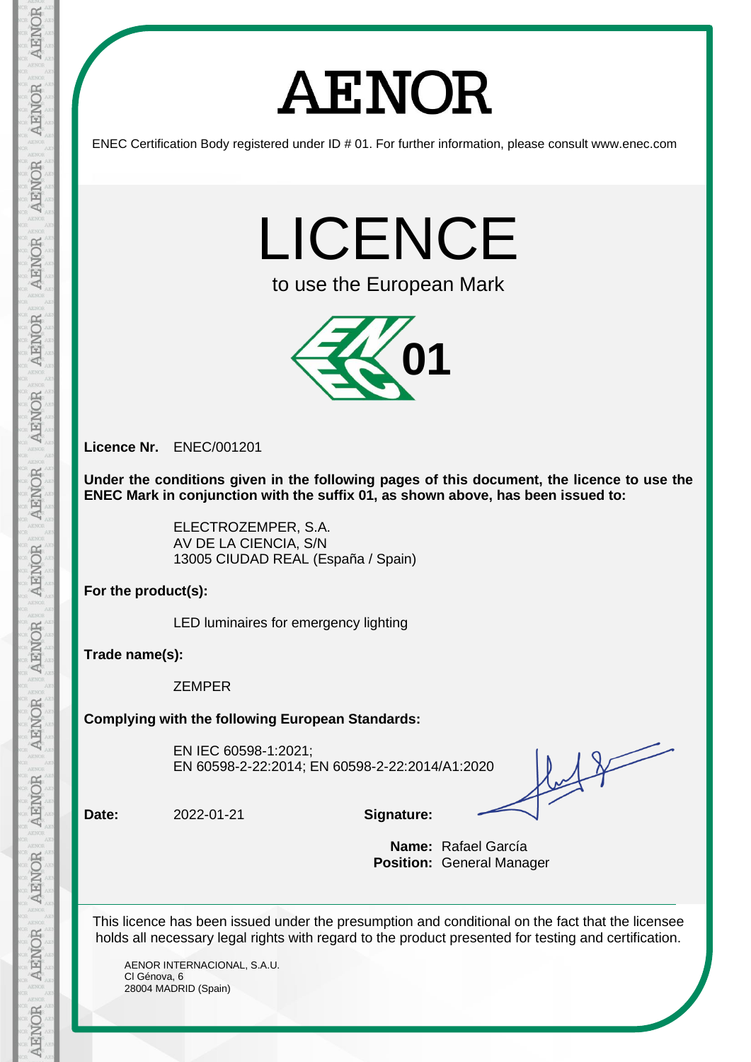# AENOR

ENEC Certification Body registered under ID # 01. For further information, please consult www.enec.com

# LICENCE

to use the European Mark

01

**Licence Nr.** ENEC/001201

**Under the conditions given in the following pages of this document, the licence to use the ENEC Mark in conjunction with the suffix 01, as shown above, has been issued to:**

ELECTROZEMPER, S.A.
AV DE LA CIENCIA, S/N
13005 CIUDAD REAL (España / Spain)

**For the product(s):**

LED luminaires for emergency lighting

**Trade name(s):**

ZEMPER

**Complying with the following European Standards:**

EN IEC 60598-1:2021;
EN 60598-2-22:2014; EN 60598-2-22:2014/A1:2020

**Date:** 2022-01-21 **Signature:**

**Name:** Rafael García
**Position:** General Manager

This licence has been issued under the presumption and conditional on the fact that the licensee holds all necessary legal rights with regard to the product presented for testing and certification.

AENOR INTERNACIONAL, S.A.U.
Cl Génova, 6
28004 MADRID (Spain)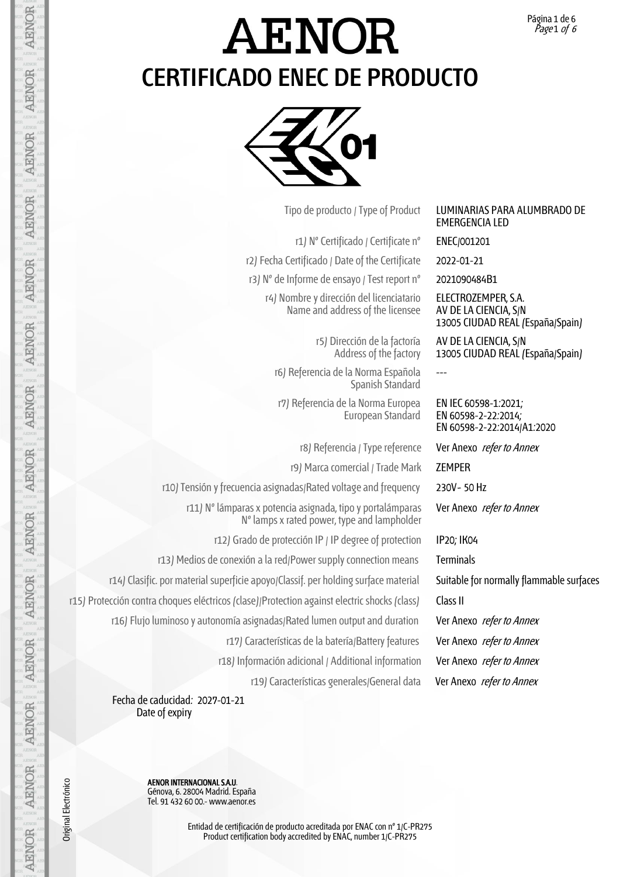# AENOR

# CERTIFICADO ENEC DE PRODUCTO

| | |
|---|---|
| Tipo de producto / Type of Product | LUMINARIAS PARA ALUMBRADO DE EMERGENCIA LED |
| r1) Nº Certificado / Certificate nº | ENEC/001201 |
| r2) Fecha Certificado / Date of the Certificate | 2022-01-21 |
| r3) Nº de Informe de ensayo / Test report nº | 2021090484B1 |
| r4) Nombre y dirección del licenciatario<br>Name and address of the licensee | ELECTROZEMPER, S.A.<br>AV DE LA CIENCIA, S/N<br>13005 CIUDAD REAL (España/Spain) |
| r5) Dirección de la factoría<br>Address of the factory | AV DE LA CIENCIA, S/N<br>13005 CIUDAD REAL (España/Spain) |
| r6) Referencia de la Norma Española<br>Spanish Standard | --- |
| r7) Referencia de la Norma Europea<br>European Standard | EN IEC 60598-1:2021;<br>EN 60598-2-22:2014;<br>EN 60598-2-22:2014/A1:2020 |
| r8) Referencia / Type reference | Ver Anexo *refer to Annex* |
| r9) Marca comercial / Trade Mark | ZEMPER |
| r10) Tensión y frecuencia asignadas/Rated voltage and frequency | 230V~ 50 Hz |
| r11) Nº lámparas x potencia asignada, tipo y portalámparas<br>Nº lamps x rated power, type and lampholder | Ver Anexo *refer to Annex* |
| r12) Grado de protección IP / IP degree of protection | IP20; IK04 |
| r13) Medios de conexión a la red/Power supply connection means | Terminals |
| r14) Clasific. por material superficie apoyo/Classif. per holding surface material | Suitable for normally flammable surfaces |
| r15) Protección contra choques eléctricos (clase)/Protection against electric shocks (class) | Class II |
| r16) Flujo luminoso y autonomía asignadas/Rated lumen output and duration | Ver Anexo *refer to Annex* |
| r17) Características de la batería/Battery features | Ver Anexo *refer to Annex* |
| r18) Información adicional / Additional information | Ver Anexo *refer to Annex* |
| r19) Características generales/General data | Ver Anexo *refer to Annex* |

Fecha de caducidad: 2027-01-21
Date of expiry

**AENOR INTERNACIONAL S.A.U.**
Génova, 6. 28004 Madrid. España
Tel. 91 432 60 00.- www.aenor.es

Entidad de certificación de producto acreditada por ENAC con nº 1/C-PR275
Product certification body accredited by ENAC, number 1/C-PR275

Original Electrónico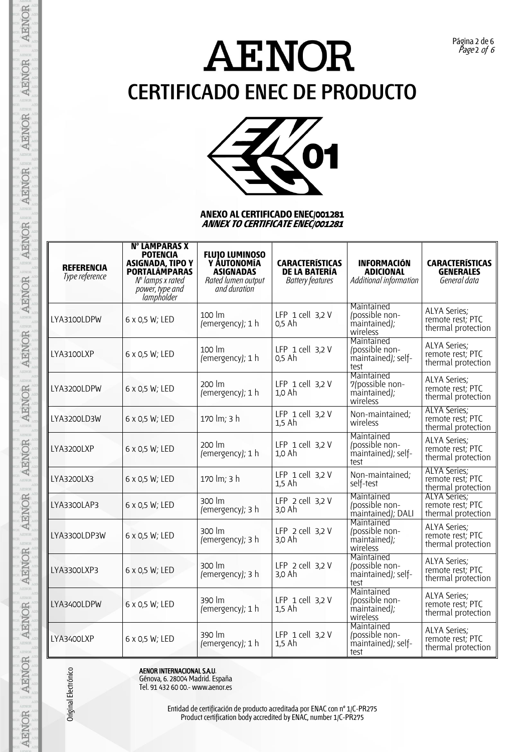# AENOR

## CERTIFICADO ENEC DE PRODUCTO

**ANEXO AL CERTIFICADO ENEC/001281**
***ANNEX TO CERTIFICATE ENEC/001281***

| **REFERENCIA** *Type reference* | **Nº LÁMPARAS X POTENCIA ASIGNADA, TIPO Y PORTALÁMPARAS** *Nº lamps x rated power, type and lampholder* | **FLUJO LUMINOSO Y AUTONOMÍA ASIGNADAS** *Rated lumen output and duration* | **CARACTERÍSTICAS DE LA BATERÍA** *Battery features* | **INFORMACIÓN ADICIONAL** *Additional information* | **CARACTERÍSTICAS GENERALES** *General data* |
|---|---|---|---|---|---|
| LYA3100LDPW | 6 x 0,5 W; LED | 100 lm (emergency); 1 h | LFP 1 cell 3,2 V 0,5 Ah | Maintained (possible non-maintained); wireless | ALYA Series; remote rest; PTC thermal protection |
| LYA3100LXP | 6 x 0,5 W; LED | 100 lm (emergency); 1 h | LFP 1 cell 3,2 V 0,5 Ah | Maintained (possible non-maintained); self-test | ALYA Series; remote rest; PTC thermal protection |
| LYA3200LDPW | 6 x 0,5 W; LED | 200 lm (emergency); 1 h | LFP 1 cell 3,2 V 1,0 Ah | Maintained 7(possible non-maintained); wireless | ALYA Series; remote rest; PTC thermal protection |
| LYA3200LD3W | 6 x 0,5 W; LED | 170 lm; 3 h | LFP 1 cell 3,2 V 1,5 Ah | Non-maintained; wireless | ALYA Series; remote rest; PTC thermal protection |
| LYA3200LXP | 6 x 0,5 W; LED | 200 lm (emergency); 1 h | LFP 1 cell 3,2 V 1,0 Ah | Maintained (possible non-maintained); self-test | ALYA Series; remote rest; PTC thermal protection |
| LYA3200LX3 | 6 x 0,5 W; LED | 170 lm; 3 h | LFP 1 cell 3,2 V 1,5 Ah | Non-maintained; self-test | ALYA Series; remote rest; PTC thermal protection |
| LYA3300LAP3 | 6 x 0,5 W; LED | 300 lm (emergency); 3 h | LFP 2 cell 3,2 V 3,0 Ah | Maintained (possible non-maintained); DALI | ALYA Series; remote rest; PTC thermal protection |
| LYA3300LDP3W | 6 x 0,5 W; LED | 300 lm (emergency); 3 h | LFP 2 cell 3,2 V 3,0 Ah | Maintained (possible non-maintained); wireless | ALYA Series; remote rest; PTC thermal protection |
| LYA3300LXP3 | 6 x 0,5 W; LED | 300 lm (emergency); 3 h | LFP 2 cell 3,2 V 3,0 Ah | Maintained (possible non-maintained); self-test | ALYA Series; remote rest; PTC thermal protection |
| LYA3400LDPW | 6 x 0,5 W; LED | 390 lm (emergency); 1 h | LFP 1 cell 3,2 V 1,5 Ah | Maintained (possible non-maintained); wireless | ALYA Series; remote rest; PTC thermal protection |
| LYA3400LXP | 6 x 0,5 W; LED | 390 lm (emergency); 1 h | LFP 1 cell 3,2 V 1,5 Ah | Maintained (possible non-maintained); self-test | ALYA Series; remote rest; PTC thermal protection |

Original Electrónico

**AENOR INTERNACIONAL S.A.U.**
Génova, 6. 28004 Madrid. España
Tel. 91 432 60 00.- www.aenor.es

Entidad de certificación de producto acreditada por ENAC con nº 1/C-PR275
Product certification body accredited by ENAC, number 1/C-PR275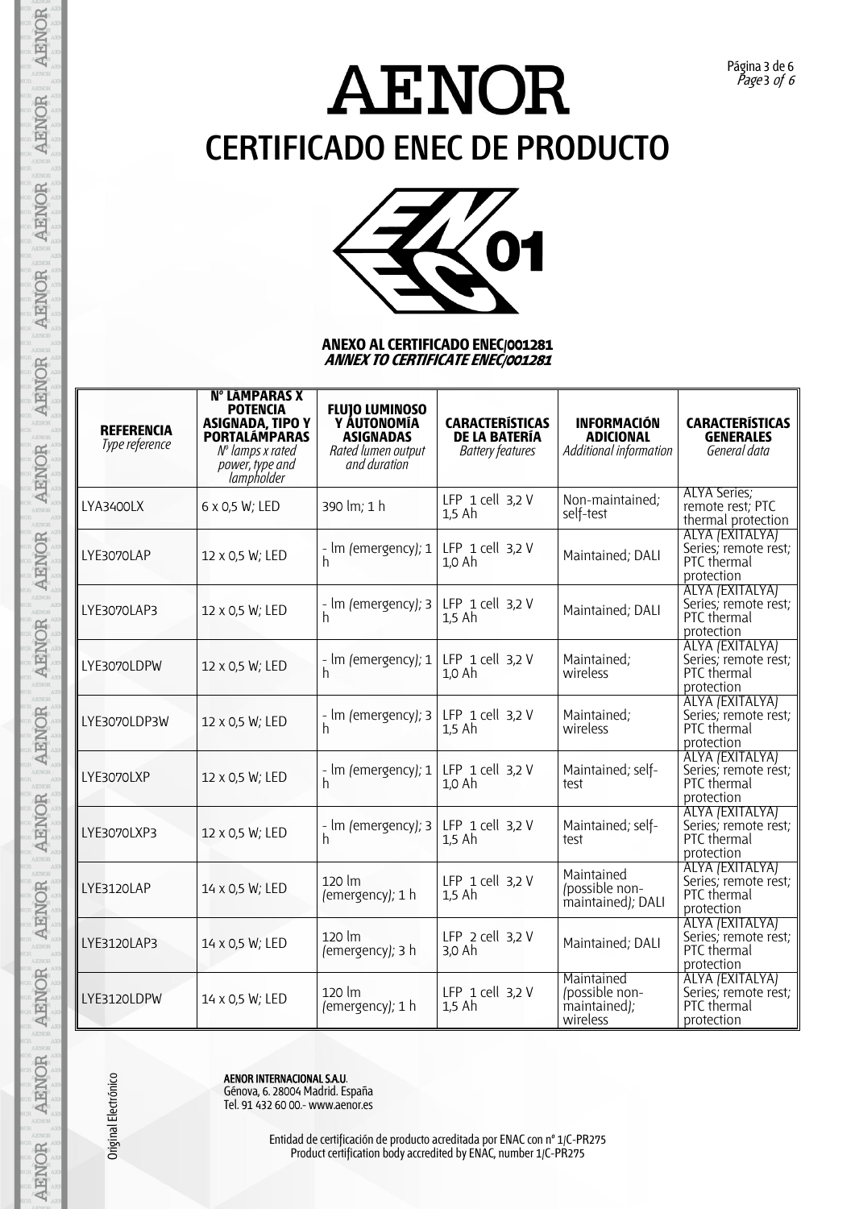# AENOR

# CERTIFICADO ENEC DE PRODUCTO

**ANEXO AL CERTIFICADO ENEC/001281**
***ANNEX TO CERTIFICATE ENEC/001281***

| **REFERENCIA** *Type reference* | **Nº LÁMPARAS X POTENCIA ASIGNADA, TIPO Y PORTALÁMPARAS** *Nº lamps x rated power, type and lampholder* | **FLUJO LUMINOSO Y AUTONOMÍA ASIGNADAS** *Rated lumen output and duration* | **CARACTERÍSTICAS DE LA BATERÍA** *Battery features* | **INFORMACIÓN ADICIONAL** *Additional information* | **CARACTERÍSTICAS GENERALES** *General data* |
|---|---|---|---|---|---|
| LYA3400LX | 6 x 0,5 W; LED | 390 lm; 1 h | LFP 1 cell 3,2 V 1,5 Ah | Non-maintained; self-test | ALYA Series; remote rest; PTC thermal protection |
| LYE3070LAP | 12 x 0,5 W; LED | - lm (emergency); 1 h | LFP 1 cell 3,2 V 1,0 Ah | Maintained; DALI | ALYA (EXITALYA) Series; remote rest; PTC thermal protection |
| LYE3070LAP3 | 12 x 0,5 W; LED | - lm (emergency); 3 h | LFP 1 cell 3,2 V 1,5 Ah | Maintained; DALI | ALYA (EXITALYA) Series; remote rest; PTC thermal protection |
| LYE3070LDPW | 12 x 0,5 W; LED | - lm (emergency); 1 h | LFP 1 cell 3,2 V 1,0 Ah | Maintained; wireless | ALYA (EXITALYA) Series; remote rest; PTC thermal protection |
| LYE3070LDP3W | 12 x 0,5 W; LED | - lm (emergency); 3 h | LFP 1 cell 3,2 V 1,5 Ah | Maintained; wireless | ALYA (EXITALYA) Series; remote rest; PTC thermal protection |
| LYE3070LXP | 12 x 0,5 W; LED | - lm (emergency); 1 h | LFP 1 cell 3,2 V 1,0 Ah | Maintained; self-test | ALYA (EXITALYA) Series; remote rest; PTC thermal protection |
| LYE3070LXP3 | 12 x 0,5 W; LED | - lm (emergency); 3 h | LFP 1 cell 3,2 V 1,5 Ah | Maintained; self-test | ALYA (EXITALYA) Series; remote rest; PTC thermal protection |
| LYE3120LAP | 14 x 0,5 W; LED | 120 lm (emergency); 1 h | LFP 1 cell 3,2 V 1,5 Ah | Maintained (possible non-maintained); DALI | ALYA (EXITALYA) Series; remote rest; PTC thermal protection |
| LYE3120LAP3 | 14 x 0,5 W; LED | 120 lm (emergency); 3 h | LFP 2 cell 3,2 V 3,0 Ah | Maintained; DALI | ALYA (EXITALYA) Series; remote rest; PTC thermal protection |
| LYE3120LDPW | 14 x 0,5 W; LED | 120 lm (emergency); 1 h | LFP 1 cell 3,2 V 1,5 Ah | Maintained (possible non-maintained); wireless | ALYA (EXITALYA) Series; remote rest; PTC thermal protection |

Original Electrónico

**AENOR INTERNACIONAL S.A.U.**
Génova, 6. 28004 Madrid. España
Tel. 91 432 60 00.- www.aenor.es

Entidad de certificación de producto acreditada por ENAC con nº 1/C-PR275
Product certification body accredited by ENAC, number 1/C-PR275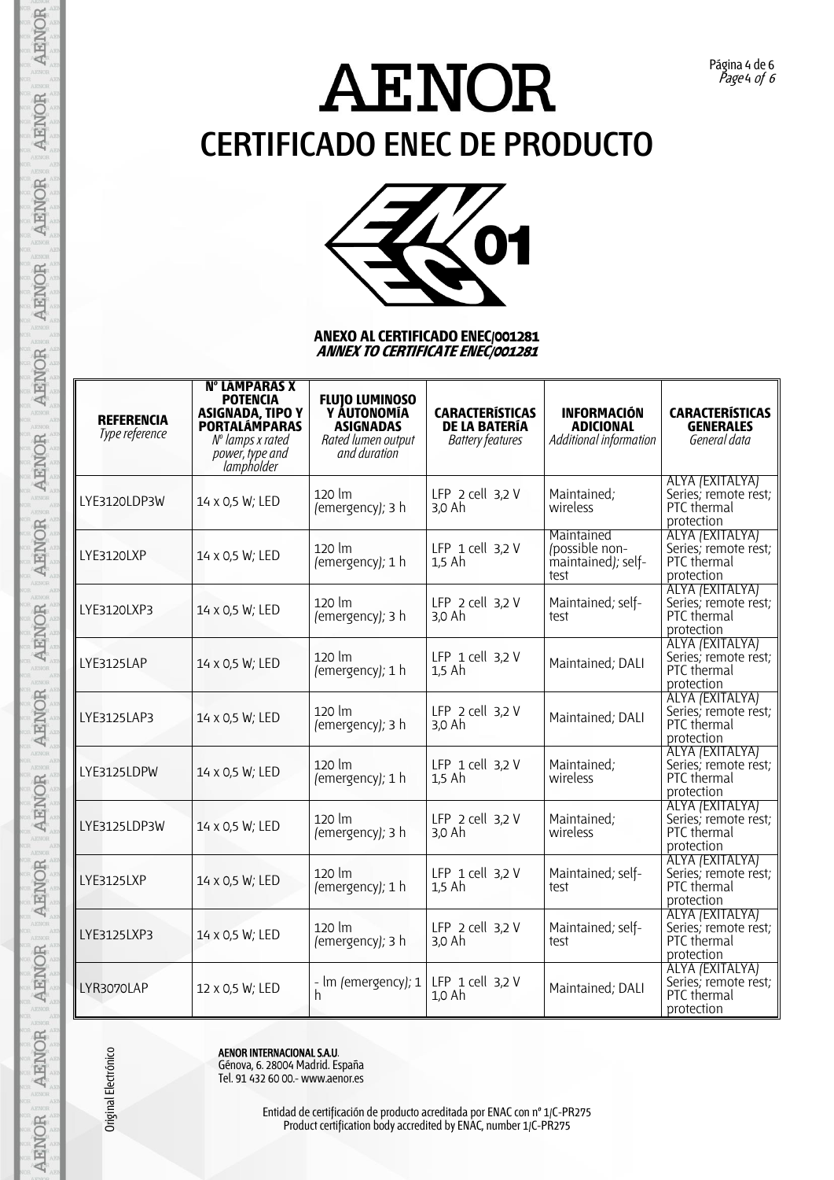# AENOR

## CERTIFICADO ENEC DE PRODUCTO

**ANEXO AL CERTIFICADO ENEC/001281**
***ANNEX TO CERTIFICATE ENEC/001281***

| **REFERENCIA** *Type reference* | **Nº LÁMPARAS X POTENCIA ASIGNADA, TIPO Y PORTALÁMPARAS** *Nº lamps x rated power, type and lampholder* | **FLUJO LUMINOSO Y AUTONOMÍA ASIGNADAS** *Rated lumen output and duration* | **CARACTERÍSTICAS DE LA BATERÍA** *Battery features* | **INFORMACIÓN ADICIONAL** *Additional information* | **CARACTERÍSTICAS GENERALES** *General data* |
|---|---|---|---|---|---|
| LYE3120LDP3W | 14 x 0,5 W; LED | 120 lm (emergency); 3 h | LFP 2 cell 3,2 V 3,0 Ah | Maintained; wireless | ALYA (EXITALYA) Series; remote rest; PTC thermal protection |
| LYE3120LXP | 14 x 0,5 W; LED | 120 lm (emergency); 1 h | LFP 1 cell 3,2 V 1,5 Ah | Maintained (possible non-maintained); self-test | ALYA (EXITALYA) Series; remote rest; PTC thermal protection |
| LYE3120LXP3 | 14 x 0,5 W; LED | 120 lm (emergency); 3 h | LFP 2 cell 3,2 V 3,0 Ah | Maintained; self-test | ALYA (EXITALYA) Series; remote rest; PTC thermal protection |
| LYE3125LAP | 14 x 0,5 W; LED | 120 lm (emergency); 1 h | LFP 1 cell 3,2 V 1,5 Ah | Maintained; DALI | ALYA (EXITALYA) Series; remote rest; PTC thermal protection |
| LYE3125LAP3 | 14 x 0,5 W; LED | 120 lm (emergency); 3 h | LFP 2 cell 3,2 V 3,0 Ah | Maintained; DALI | ALYA (EXITALYA) Series; remote rest; PTC thermal protection |
| LYE3125LDPW | 14 x 0,5 W; LED | 120 lm (emergency); 1 h | LFP 1 cell 3,2 V 1,5 Ah | Maintained; wireless | ALYA (EXITALYA) Series; remote rest; PTC thermal protection |
| LYE3125LDP3W | 14 x 0,5 W; LED | 120 lm (emergency); 3 h | LFP 2 cell 3,2 V 3,0 Ah | Maintained; wireless | ALYA (EXITALYA) Series; remote rest; PTC thermal protection |
| LYE3125LXP | 14 x 0,5 W; LED | 120 lm (emergency); 1 h | LFP 1 cell 3,2 V 1,5 Ah | Maintained; self-test | ALYA (EXITALYA) Series; remote rest; PTC thermal protection |
| LYE3125LXP3 | 14 x 0,5 W; LED | 120 lm (emergency); 3 h | LFP 2 cell 3,2 V 3,0 Ah | Maintained; self-test | ALYA (EXITALYA) Series; remote rest; PTC thermal protection |
| LYR3070LAP | 12 x 0,5 W; LED | - lm (emergency); 1 h | LFP 1 cell 3,2 V 1,0 Ah | Maintained; DALI | ALYA (EXITALYA) Series; remote rest; PTC thermal protection |

Original Electrónico

**AENOR INTERNACIONAL S.A.U.**
Génova, 6. 28004 Madrid. España
Tel. 91 432 60 00.- www.aenor.es

Entidad de certificación de producto acreditada por ENAC con nº 1/C-PR275
Product certification body accredited by ENAC, number 1/C-PR275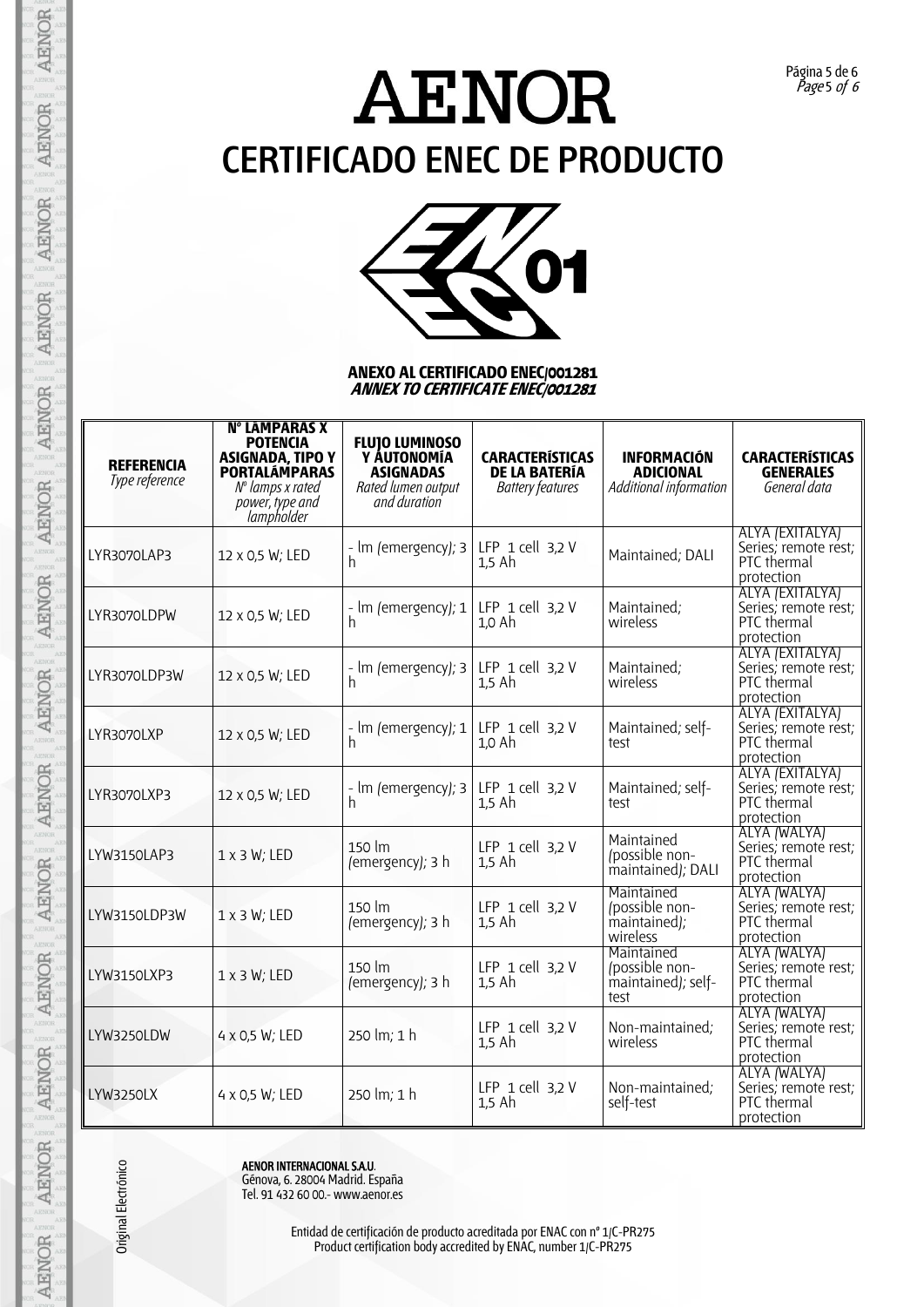# AENOR

## CERTIFICADO ENEC DE PRODUCTO

**ANEXO AL CERTIFICADO ENEC/001281**
***ANNEX TO CERTIFICATE ENEC/001281***

| **REFERENCIA** *Type reference* | **Nº LÁMPARAS X POTENCIA ASIGNADA, TIPO Y PORTALÁMPARAS** *Nº lamps x rated power, type and lampholder* | **FLUJO LUMINOSO Y AUTONOMÍA ASIGNADAS** *Rated lumen output and duration* | **CARACTERÍSTICAS DE LA BATERÍA** *Battery features* | **INFORMACIÓN ADICIONAL** *Additional information* | **CARACTERÍSTICAS GENERALES** *General data* |
|---|---|---|---|---|---|
| LYR3070LAP3 | 12 x 0,5 W; LED | - lm (emergency); 3 h | LFP 1 cell 3,2 V 1,5 Ah | Maintained; DALI | ALYA (EXITALYA) Series; remote rest; PTC thermal protection |
| LYR3070LDPW | 12 x 0,5 W; LED | - lm (emergency); 1 h | LFP 1 cell 3,2 V 1,0 Ah | Maintained; wireless | ALYA (EXITALYA) Series; remote rest; PTC thermal protection |
| LYR3070LDP3W | 12 x 0,5 W; LED | - lm (emergency); 3 h | LFP 1 cell 3,2 V 1,5 Ah | Maintained; wireless | ALYA (EXITALYA) Series; remote rest; PTC thermal protection |
| LYR3070LXP | 12 x 0,5 W; LED | - lm (emergency); 1 h | LFP 1 cell 3,2 V 1,0 Ah | Maintained; self-test | ALYA (EXITALYA) Series; remote rest; PTC thermal protection |
| LYR3070LXP3 | 12 x 0,5 W; LED | - lm (emergency); 3 h | LFP 1 cell 3,2 V 1,5 Ah | Maintained; self-test | ALYA (EXITALYA) Series; remote rest; PTC thermal protection |
| LYW3150LAP3 | 1 x 3 W; LED | 150 lm (emergency); 3 h | LFP 1 cell 3,2 V 1,5 Ah | Maintained (possible non-maintained); DALI | ALYA (WALYA) Series; remote rest; PTC thermal protection |
| LYW3150LDP3W | 1 x 3 W; LED | 150 lm (emergency); 3 h | LFP 1 cell 3,2 V 1,5 Ah | Maintained (possible non-maintained); wireless | ALYA (WALYA) Series; remote rest; PTC thermal protection |
| LYW3150LXP3 | 1 x 3 W; LED | 150 lm (emergency); 3 h | LFP 1 cell 3,2 V 1,5 Ah | Maintained (possible non-maintained); self-test | ALYA (WALYA) Series; remote rest; PTC thermal protection |
| LYW3250LDW | 4 x 0,5 W; LED | 250 lm; 1 h | LFP 1 cell 3,2 V 1,5 Ah | Non-maintained; wireless | ALYA (WALYA) Series; remote rest; PTC thermal protection |
| LYW3250LX | 4 x 0,5 W; LED | 250 lm; 1 h | LFP 1 cell 3,2 V 1,5 Ah | Non-maintained; self-test | ALYA (WALYA) Series; remote rest; PTC thermal protection |

Original Electrónico

**AENOR INTERNACIONAL S.A.U.**
Génova, 6. 28004 Madrid. España
Tel. 91 432 60 00.- www.aenor.es

Entidad de certificación de producto acreditada por ENAC con nº 1/C-PR275
Product certification body accredited by ENAC, number 1/C-PR275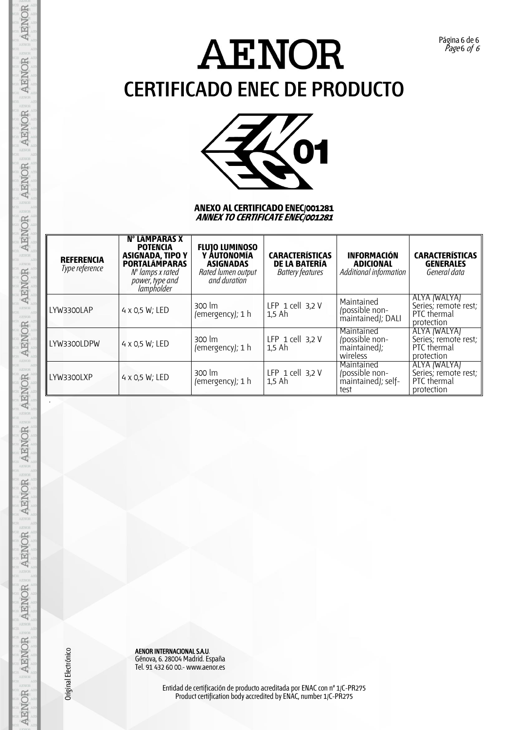# AENOR

## CERTIFICADO ENEC DE PRODUCTO

**ANEXO AL CERTIFICADO ENEC/001281**
***ANNEX TO CERTIFICATE ENEC/001281***

| **REFERENCIA** *Type reference* | **Nº LÁMPARAS X POTENCIA ASIGNADA, TIPO Y PORTALÁMPARAS** *Nº lamps x rated power, type and lampholder* | **FLUJO LUMINOSO Y AUTONOMÍA ASIGNADAS** *Rated lumen output and duration* | **CARACTERÍSTICAS DE LA BATERÍA** *Battery features* | **INFORMACIÓN ADICIONAL** *Additional information* | **CARACTERÍSTICAS GENERALES** *General data* |
|---|---|---|---|---|---|
| LYW3300LAP | 4 x 0,5 W; LED | 300 lm (emergency); 1 h | LFP 1 cell 3,2 V 1,5 Ah | Maintained (possible non-maintained); DALI | ALYA (WALYA) Series; remote rest; PTC thermal protection |
| LYW3300LDPW | 4 x 0,5 W; LED | 300 lm (emergency); 1 h | LFP 1 cell 3,2 V 1,5 Ah | Maintained (possible non-maintained); wireless | ALYA (WALYA) Series; remote rest; PTC thermal protection |
| LYW3300LXP | 4 x 0,5 W; LED | 300 lm (emergency); 1 h | LFP 1 cell 3,2 V 1,5 Ah | Maintained (possible non-maintained); self-test | ALYA (WALYA) Series; remote rest; PTC thermal protection |

Original Electrónico

**AENOR INTERNACIONAL S.A.U.**
Génova, 6. 28004 Madrid. España
Tel. 91 432 60 00.- www.aenor.es

Entidad de certificación de producto acreditada por ENAC con nº 1/C-PR275
Product certification body accredited by ENAC, number 1/C-PR275